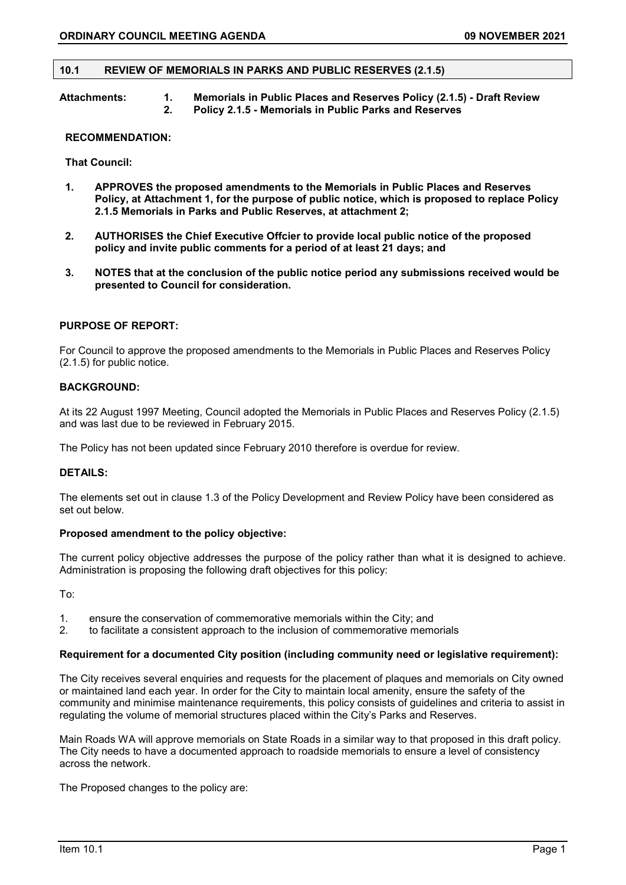## 10.1 REVIEW OF MEMORIALS IN PARKS AND PUBLIC RESERVES (2.1.5)

**Attachments:**
1. **Memorials in Public Places and Reserves Policy (2.1.5) - Draft Review**
2. **Policy 2.1.5 - Memorials in Public Parks and Reserves**

**RECOMMENDATION:**

**That Council:**

1. **APPROVES the proposed amendments to the Memorials in Public Places and Reserves Policy, at Attachment 1, for the purpose of public notice, which is proposed to replace Policy 2.1.5 Memorials in Parks and Public Reserves, at attachment 2;**

2. **AUTHORISES the Chief Executive Offcier to provide local public notice of the proposed policy and invite public comments for a period of at least 21 days; and**

3. **NOTES that at the conclusion of the public notice period any submissions received would be presented to Council for consideration.**

**PURPOSE OF REPORT:**

For Council to approve the proposed amendments to the Memorials in Public Places and Reserves Policy (2.1.5) for public notice.

**BACKGROUND:**

At its 22 August 1997 Meeting, Council adopted the Memorials in Public Places and Reserves Policy (2.1.5) and was last due to be reviewed in February 2015.

The Policy has not been updated since February 2010 therefore is overdue for review.

**DETAILS:**

The elements set out in clause 1.3 of the Policy Development and Review Policy have been considered as set out below.

**Proposed amendment to the policy objective:**

The current policy objective addresses the purpose of the policy rather than what it is designed to achieve. Administration is proposing the following draft objectives for this policy:

To:

1. ensure the conservation of commemorative memorials within the City; and
2. to facilitate a consistent approach to the inclusion of commemorative memorials

**Requirement for a documented City position (including community need or legislative requirement):**

The City receives several enquiries and requests for the placement of plaques and memorials on City owned or maintained land each year. In order for the City to maintain local amenity, ensure the safety of the community and minimise maintenance requirements, this policy consists of guidelines and criteria to assist in regulating the volume of memorial structures placed within the City's Parks and Reserves.

Main Roads WA will approve memorials on State Roads in a similar way to that proposed in this draft policy. The City needs to have a documented approach to roadside memorials to ensure a level of consistency across the network.

The Proposed changes to the policy are: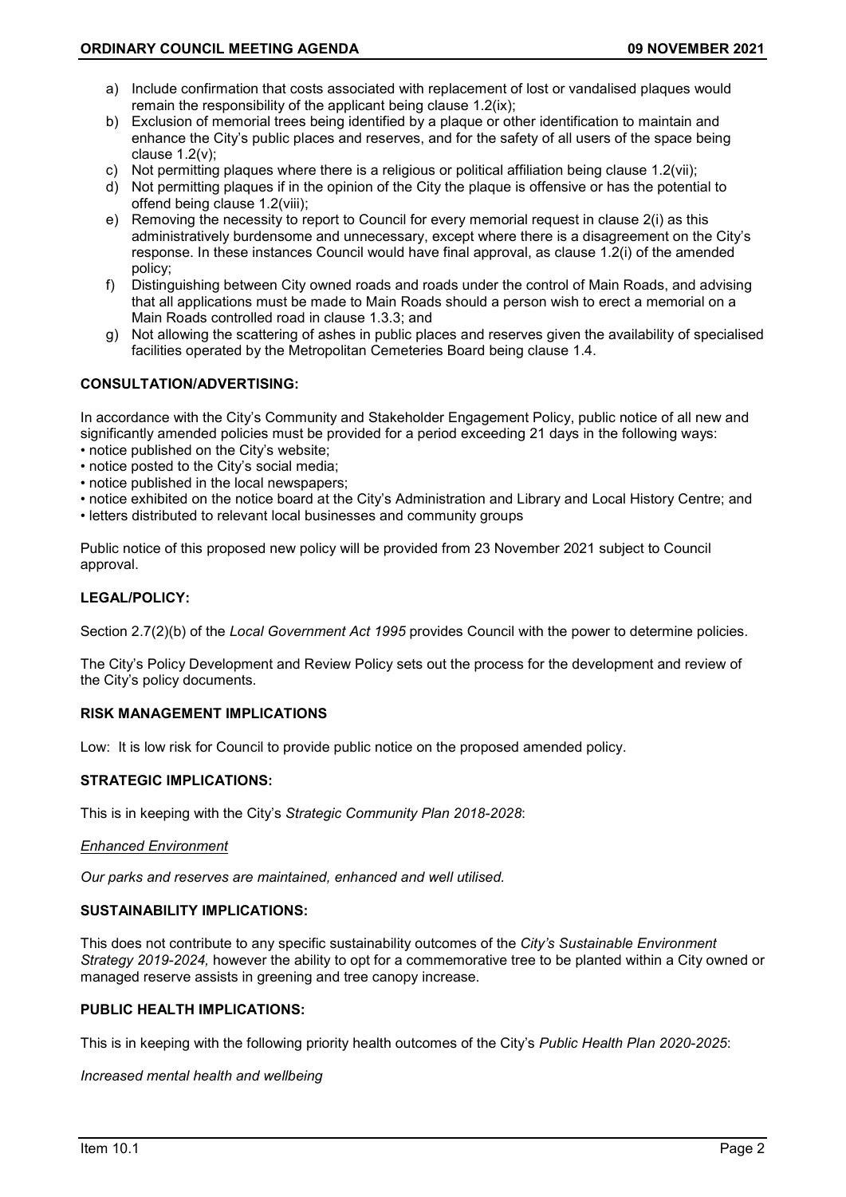a) Include confirmation that costs associated with replacement of lost or vandalised plaques would remain the responsibility of the applicant being clause 1.2(ix);
b) Exclusion of memorial trees being identified by a plaque or other identification to maintain and enhance the City's public places and reserves, and for the safety of all users of the space being clause 1.2(v);
c) Not permitting plaques where there is a religious or political affiliation being clause 1.2(vii);
d) Not permitting plaques if in the opinion of the City the plaque is offensive or has the potential to offend being clause 1.2(viii);
e) Removing the necessity to report to Council for every memorial request in clause 2(i) as this administratively burdensome and unnecessary, except where there is a disagreement on the City's response. In these instances Council would have final approval, as clause 1.2(i) of the amended policy;
f) Distinguishing between City owned roads and roads under the control of Main Roads, and advising that all applications must be made to Main Roads should a person wish to erect a memorial on a Main Roads controlled road in clause 1.3.3; and
g) Not allowing the scattering of ashes in public places and reserves given the availability of specialised facilities operated by the Metropolitan Cemeteries Board being clause 1.4.

**CONSULTATION/ADVERTISING:**

In accordance with the City's Community and Stakeholder Engagement Policy, public notice of all new and significantly amended policies must be provided for a period exceeding 21 days in the following ways:

- notice published on the City's website;
- notice posted to the City's social media;
- notice published in the local newspapers;
- notice exhibited on the notice board at the City's Administration and Library and Local History Centre; and
- letters distributed to relevant local businesses and community groups

Public notice of this proposed new policy will be provided from 23 November 2021 subject to Council approval.

**LEGAL/POLICY:**

Section 2.7(2)(b) of the *Local Government Act 1995* provides Council with the power to determine policies.

The City's Policy Development and Review Policy sets out the process for the development and review of the City's policy documents.

**RISK MANAGEMENT IMPLICATIONS**

Low: It is low risk for Council to provide public notice on the proposed amended policy.

**STRATEGIC IMPLICATIONS:**

This is in keeping with the City's *Strategic Community Plan 2018-2028*:

*Enhanced Environment*

*Our parks and reserves are maintained, enhanced and well utilised.*

**SUSTAINABILITY IMPLICATIONS:**

This does not contribute to any specific sustainability outcomes of the *City's Sustainable Environment Strategy 2019-2024,* however the ability to opt for a commemorative tree to be planted within a City owned or managed reserve assists in greening and tree canopy increase.

**PUBLIC HEALTH IMPLICATIONS:**

This is in keeping with the following priority health outcomes of the City's *Public Health Plan 2020-2025*:

*Increased mental health and wellbeing*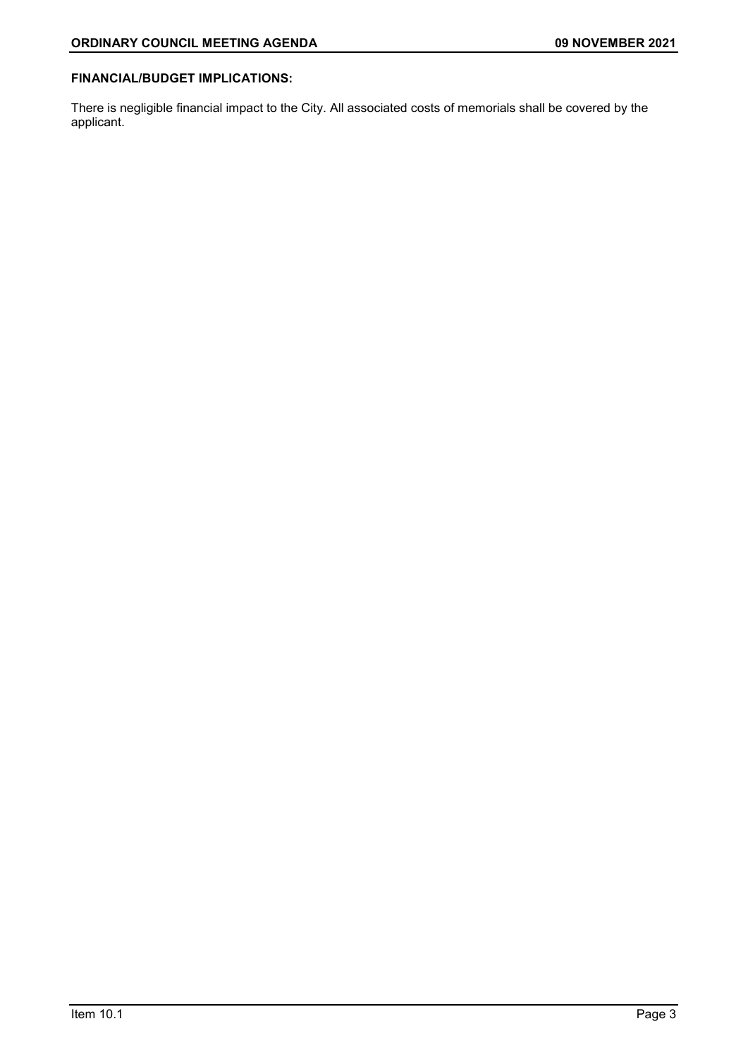**FINANCIAL/BUDGET IMPLICATIONS:**

There is negligible financial impact to the City. All associated costs of memorials shall be covered by the applicant.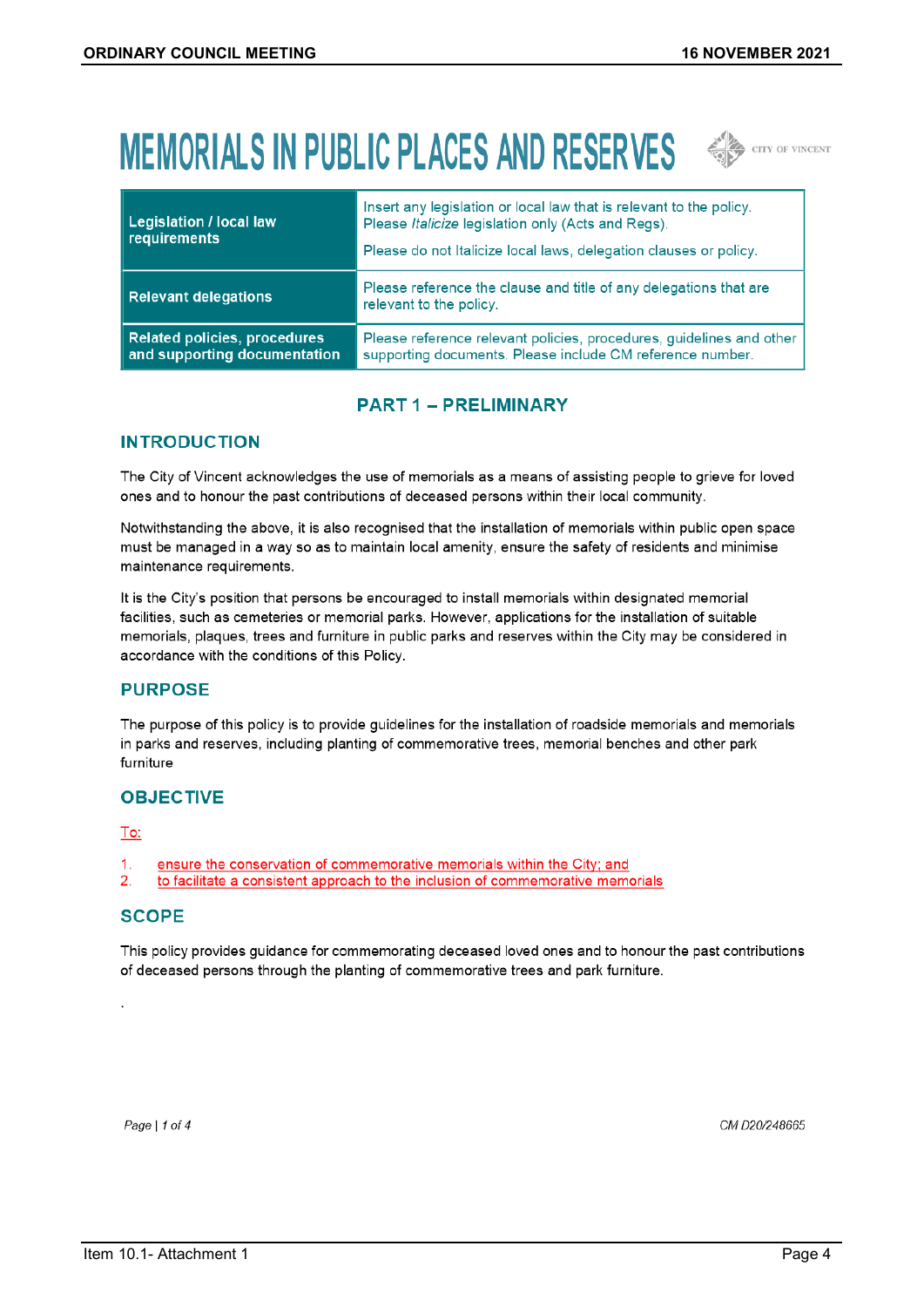# MEMORIALS IN PUBLIC PLACES AND RESERVES

CITY OF VINCENT

| Legislation / local law requirements | Insert any legislation or local law that is relevant to the policy. Please *Italicize* legislation only (Acts and Regs). Please do not Italicize local laws, delegation clauses or policy. |
|---|---|
| Relevant delegations | Please reference the clause and title of any delegations that are relevant to the policy. |
| Related policies, procedures and supporting documentation | Please reference relevant policies, procedures, guidelines and other supporting documents. Please include CM reference number. |

## PART 1 – PRELIMINARY

### INTRODUCTION

The City of Vincent acknowledges the use of memorials as a means of assisting people to grieve for loved ones and to honour the past contributions of deceased persons within their local community.

Notwithstanding the above, it is also recognised that the installation of memorials within public open space must be managed in a way so as to maintain local amenity, ensure the safety of residents and minimise maintenance requirements.

It is the City's position that persons be encouraged to install memorials within designated memorial facilities, such as cemeteries or memorial parks. However, applications for the installation of suitable memorials, plaques, trees and furniture in public parks and reserves within the City may be considered in accordance with the conditions of this Policy.

### PURPOSE

The purpose of this policy is to provide guidelines for the installation of roadside memorials and memorials in parks and reserves, including planting of commemorative trees, memorial benches and other park furniture

### OBJECTIVE

To:

1. ensure the conservation of commemorative memorials within the City; and
2. to facilitate a consistent approach to the inclusion of commemorative memorials

### SCOPE

This policy provides guidance for commemorating deceased loved ones and to honour the past contributions of deceased persons through the planting of commemorative trees and park furniture.

.

CM D20/248665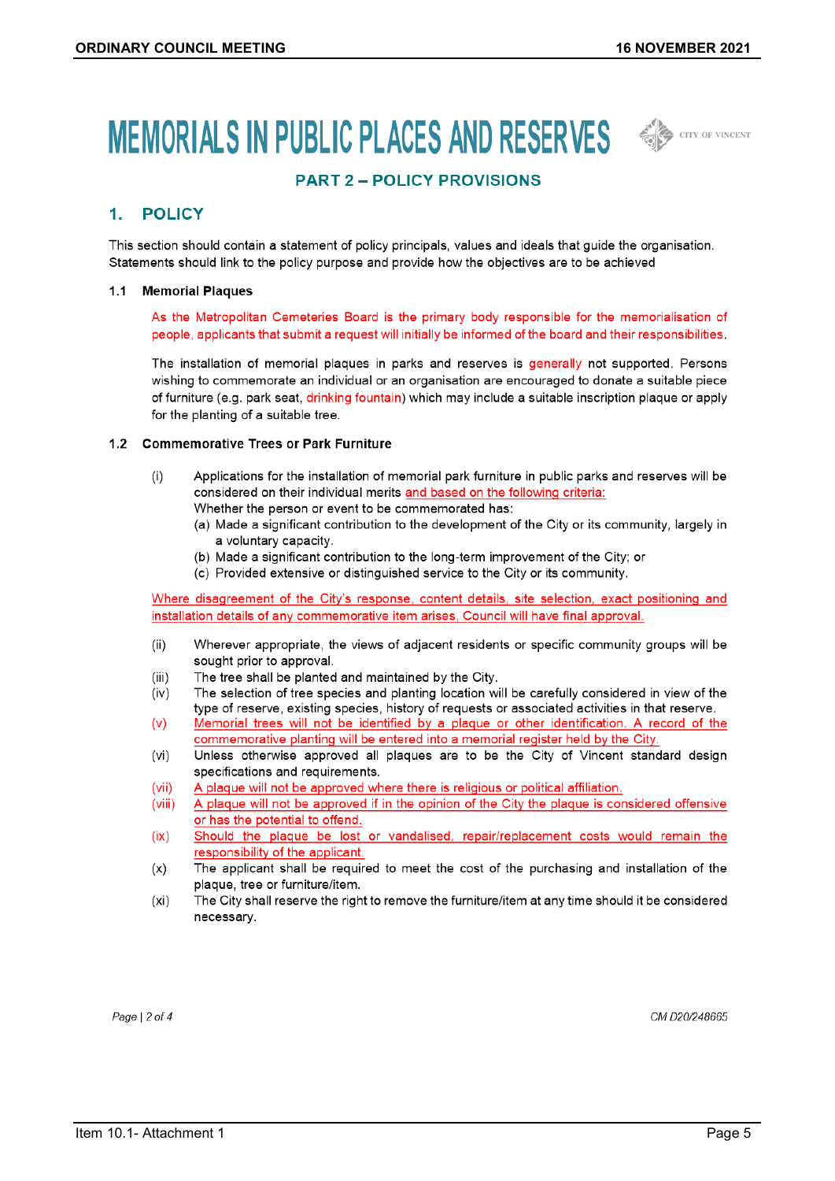# MEMORIALS IN PUBLIC PLACES AND RESERVES

## PART 2 – POLICY PROVISIONS

## 1. POLICY

This section should contain a statement of policy principals, values and ideals that guide the organisation. Statements should link to the policy purpose and provide how the objectives are to be achieved

### 1.1 Memorial Plaques

As the Metropolitan Cemeteries Board is the primary body responsible for the memorialisation of people, applicants that submit a request will initially be informed of the board and their responsibilities.

The installation of memorial plaques in parks and reserves is generally not supported. Persons wishing to commemorate an individual or an organisation are encouraged to donate a suitable piece of furniture (e.g. park seat, drinking fountain) which may include a suitable inscription plaque or apply for the planting of a suitable tree.

### 1.2 Commemorative Trees or Park Furniture

(i) Applications for the installation of memorial park furniture in public parks and reserves will be considered on their individual merits and based on the following criteria:
Whether the person or event to be commemorated has:
   (a) Made a significant contribution to the development of the City or its community, largely in a voluntary capacity.
   (b) Made a significant contribution to the long-term improvement of the City; or
   (c) Provided extensive or distinguished service to the City or its community.

Where disagreement of the City's response, content details, site selection, exact positioning and installation details of any commemorative item arises, Council will have final approval.

(ii) Wherever appropriate, the views of adjacent residents or specific community groups will be sought prior to approval.

(iii) The tree shall be planted and maintained by the City.

(iv) The selection of tree species and planting location will be carefully considered in view of the type of reserve, existing species, history of requests or associated activities in that reserve.

(v) Memorial trees will not be identified by a plaque or other identification. A record of the commemorative planting will be entered into a memorial register held by the City.

(vi) Unless otherwise approved all plaques are to be the City of Vincent standard design specifications and requirements.

(vii) A plaque will not be approved where there is religious or political affiliation.

(viii) A plaque will not be approved if in the opinion of the City the plaque is considered offensive or has the potential to offend.

(ix) Should the plaque be lost or vandalised, repair/replacement costs would remain the responsibility of the applicant.

(x) The applicant shall be required to meet the cost of the purchasing and installation of the plaque, tree or furniture/item.

(xi) The City shall reserve the right to remove the furniture/item at any time should it be considered necessary.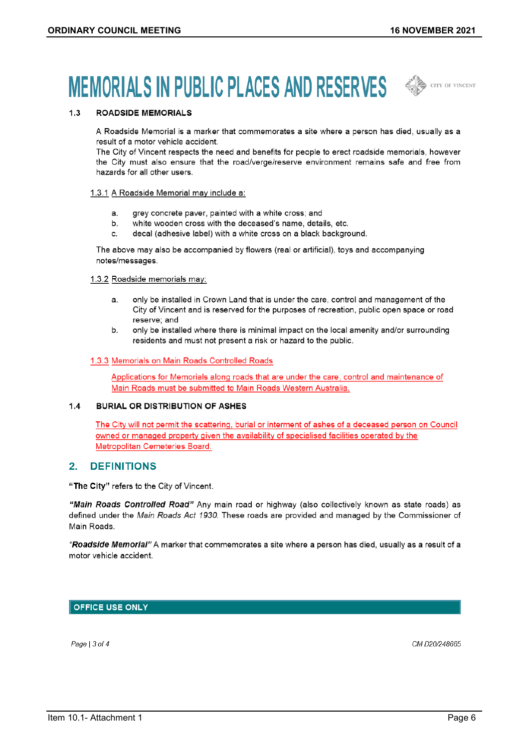# MEMORIALS IN PUBLIC PLACES AND RESERVES

### 1.3 ROADSIDE MEMORIALS

A Roadside Memorial is a marker that commemorates a site where a person has died, usually as a result of a motor vehicle accident.
The City of Vincent respects the need and benefits for people to erect roadside memorials, however the City must also ensure that the road/verge/reserve environment remains safe and free from hazards for all other users.

1.3.1 A Roadside Memorial may include a:

a. grey concrete paver, painted with a white cross; and
b. white wooden cross with the deceased's name, details, etc.
c. decal (adhesive label) with a white cross on a black background.

The above may also be accompanied by flowers (real or artificial), toys and accompanying notes/messages.

1.3.2 Roadside memorials may:

a. only be installed in Crown Land that is under the care, control and management of the City of Vincent and is reserved for the purposes of recreation, public open space or road reserve; and
b. only be installed where there is minimal impact on the local amenity and/or surrounding residents and must not present a risk or hazard to the public.

1.3.3 Memorials on Main Roads Controlled Roads

Applications for Memorials along roads that are under the care, control and maintenance of Main Roads must be submitted to Main Roads Western Australia.

### 1.4 BURIAL OR DISTRIBUTION OF ASHES

The City will not permit the scattering, burial or interment of ashes of a deceased person on Council owned or managed property given the availability of specialised facilities operated by the Metropolitan Cemeteries Board.

## 2. DEFINITIONS

**"The City"** refers to the City of Vincent.

***"Main Roads Controlled Road"*** Any main road or highway (also collectively known as state roads) as defined under the *Main Roads Act 1930*. These roads are provided and managed by the Commissioner of Main Roads.

***"Roadside Memorial"*** A marker that commemorates a site where a person has died, usually as a result of a motor vehicle accident.

**OFFICE USE ONLY**

CM D20/248665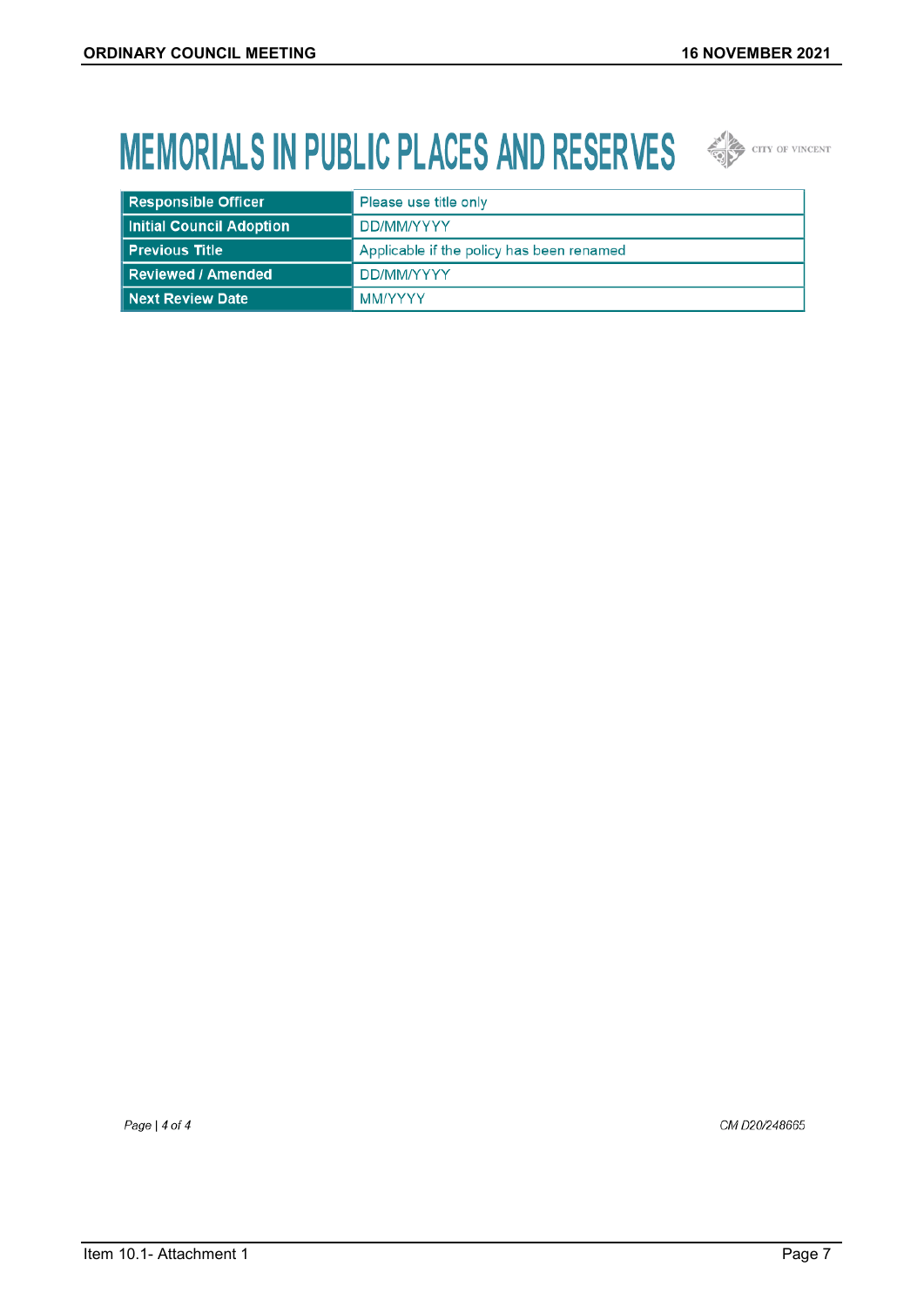# MEMORIALS IN PUBLIC PLACES AND RESERVES

CITY OF VINCENT

| | |
|---|---|
| **Responsible Officer** | Please use title only |
| **Initial Council Adoption** | DD/MM/YYYY |
| **Previous Title** | Applicable if the policy has been renamed |
| **Reviewed / Amended** | DD/MM/YYYY |
| **Next Review Date** | MM/YYYY |

CM D20/248665